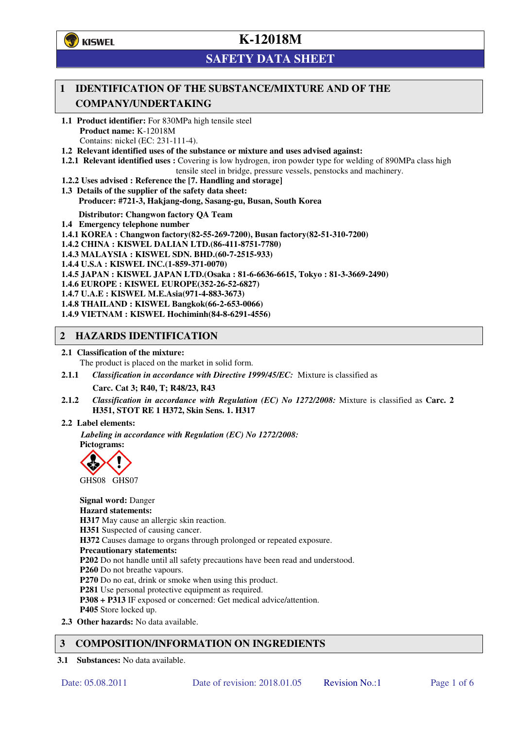KISWEL

# K-12018M

## SAFETY DATA SHEET

## 1 IDENTIFICATION OF THE SUBSTANCE/MIXTURE AND OF THE COMPANY/UNDERTAKING

**1.1 Product identifier:** For 830MPa high tensile steel

**Product name:** K-12018M

Contains: nickel (EC: 231-111-4).

**1.2 Relevant identified uses of the substance or mixture and uses advised against:**

**1.2.1 Relevant identified uses :** Covering is low hydrogen, iron powder type for welding of 890MPa class high tensile steel in bridge, pressure vessels, penstocks and machinery.

**1.2.2 Uses advised : Reference the [7. Handling and storage]**

**1.3 Details of the supplier of the safety data sheet:**

**Producer: #721-3, Hakjang-dong, Sasang-gu, Busan, South Korea**

**Distributor: Changwon factory QA Team**

**1.4 Emergency telephone number**

**1.4.1 KOREA : Changwon factory(82-55-269-7200), Busan factory(82-51-310-7200)**

**1.4.2 CHINA : KISWEL DALIAN LTD.(86-411-8751-7780)**

**1.4.3 MALAYSIA : KISWEL SDN. BHD.(60-7-2515-933)**

**1.4.4 U.S.A : KISWEL INC.(1-859-371-0070)**

**1.4.5 JAPAN : KISWEL JAPAN LTD.(Osaka : 81-6-6636-6615, Tokyo : 81-3-3669-2490)**

**1.4.6 EUROPE : KISWEL EUROPE(352-26-52-6827)**

**1.4.7 U.A.E : KISWEL M.E.Asia(971-4-883-3673)**

**1.4.8 THAILAND : KISWEL Bangkok(66-2-653-0066)**

**1.4.9 VIETNAM : KISWEL Hochiminh(84-8-6291-4556)**

## 2 HAZARDS IDENTIFICATION

**2.1 Classification of the mixture:**

The product is placed on the market in solid form.

**2.1.1** *Classification in accordance with Directive 1999/45/EC:* Mixture is classified as

**Carc. Cat 3; R40, T; R48/23, R43**

**2.1.2** *Classification in accordance with Regulation (EC) No 1272/2008:* Mixture is classified as **Carc. 2 H351, STOT RE 1 H372, Skin Sens. 1. H317**

**2.2 Label elements:**

***Labeling in accordance with Regulation (EC) No 1272/2008:***

**Pictograms:**

GHS08 GHS07

**Signal word:** Danger

**Hazard statements:**

**H317** May cause an allergic skin reaction.

**H351** Suspected of causing cancer.

**H372** Causes damage to organs through prolonged or repeated exposure.

**Precautionary statements:**

**P202** Do not handle until all safety precautions have been read and understood.

**P260** Do not breathe vapours.

**P270** Do no eat, drink or smoke when using this product.

**P281** Use personal protective equipment as required.

**P308 + P313** IF exposed or concerned: Get medical advice/attention.

**P405** Store locked up.

**2.3 Other hazards:** No data available.

## 3 COMPOSITION/INFORMATION ON INGREDIENTS

**3.1 Substances:** No data available.

Date: 05.08.2011 Date of revision: 2018.01.05 Revision No.:1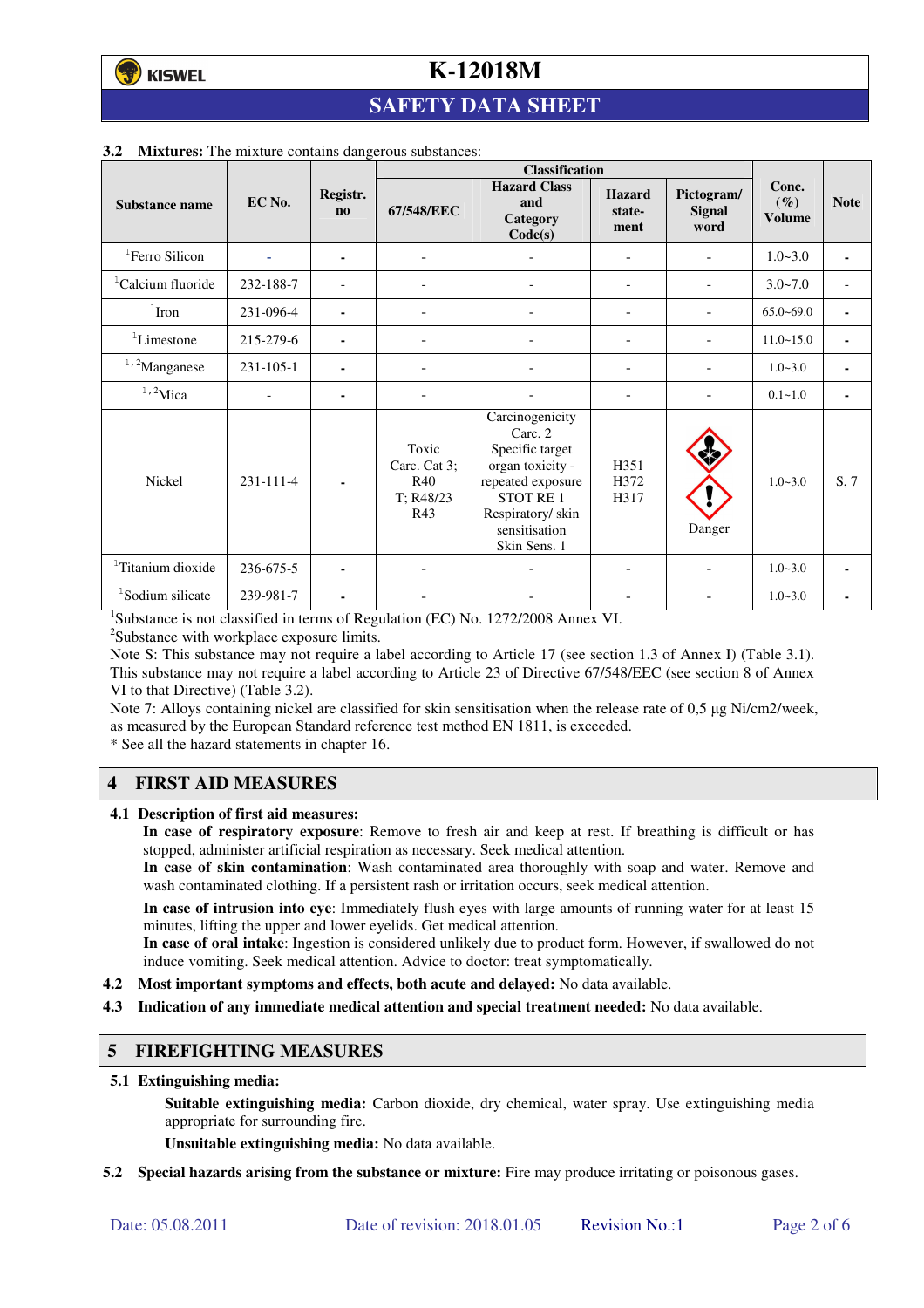**3.2 Mixtures:** The mixture contains dangerous substances:

| Substance name | EC No. | Registr. no | Classification | | | | Conc. (%) Volume | Note |
|---|---|---|---|---|---|---|---|---|
| | | | 67/548/EEC | Hazard Class and Category Code(s) | Hazard state-ment | Pictogram/ Signal word | | |
| [1]Ferro Silicon | - | - | - | - | - | - | 1.0~3.0 | - |
| [1]Calcium fluoride | 232-188-7 | - | - | - | - | - | 3.0~7.0 | - |
| [1]Iron | 231-096-4 | - | - | - | - | - | 65.0~69.0 | - |
| [1]Limestone | 215-279-6 | - | - | - | - | - | 11.0~15.0 | - |
| [1,2]Manganese | 231-105-1 | - | - | - | - | - | 1.0~3.0 | - |
| [1,2]Mica | - | - | - | - | - | - | 0.1~1.0 | - |
| Nickel | 231-111-4 | - | Toxic Carc. Cat 3; R40 T; R48/23 R43 | Carcinogenicity Carc. 2 Specific target organ toxicity - repeated exposure STOT RE 1 Respiratory/ skin sensitisation Skin Sens. 1 | H351 H372 H317 | Danger | 1.0~3.0 | S, 7 |
| [1]Titanium dioxide | 236-675-5 | - | - | - | - | - | 1.0~3.0 | - |
| [1]Sodium silicate | 239-981-7 | - | - | - | - | - | 1.0~3.0 | - |

[1]Substance is not classified in terms of Regulation (EC) No. 1272/2008 Annex VI.
[2]Substance with workplace exposure limits.
Note S: This substance may not require a label according to Article 17 (see section 1.3 of Annex I) (Table 3.1). This substance may not require a label according to Article 23 of Directive 67/548/EEC (see section 8 of Annex VI to that Directive) (Table 3.2).
Note 7: Alloys containing nickel are classified for skin sensitisation when the release rate of 0,5 µg Ni/cm2/week, as measured by the European Standard reference test method EN 1811, is exceeded.
* See all the hazard statements in chapter 16.

## 4 FIRST AID MEASURES

**4.1 Description of first aid measures:**

**In case of respiratory exposure**: Remove to fresh air and keep at rest. If breathing is difficult or has stopped, administer artificial respiration as necessary. Seek medical attention.
**In case of skin contamination**: Wash contaminated area thoroughly with soap and water. Remove and wash contaminated clothing. If a persistent rash or irritation occurs, seek medical attention.

**In case of intrusion into eye**: Immediately flush eyes with large amounts of running water for at least 15 minutes, lifting the upper and lower eyelids. Get medical attention.
**In case of oral intake**: Ingestion is considered unlikely due to product form. However, if swallowed do not induce vomiting. Seek medical attention. Advice to doctor: treat symptomatically.

**4.2 Most important symptoms and effects, both acute and delayed:** No data available.

**4.3 Indication of any immediate medical attention and special treatment needed:** No data available.

## 5 FIREFIGHTING MEASURES

**5.1 Extinguishing media:**

**Suitable extinguishing media:** Carbon dioxide, dry chemical, water spray. Use extinguishing media appropriate for surrounding fire.

**Unsuitable extinguishing media:** No data available.

**5.2 Special hazards arising from the substance or mixture:** Fire may produce irritating or poisonous gases.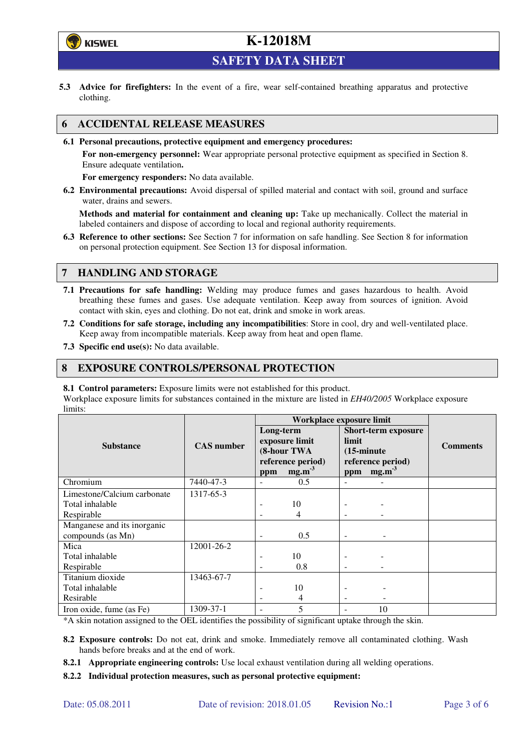**5.3 Advice for firefighters:** In the event of a fire, wear self-contained breathing apparatus and protective clothing.

## 6 ACCIDENTAL RELEASE MEASURES

**6.1 Personal precautions, protective equipment and emergency procedures:**

**For non-emergency personnel:** Wear appropriate personal protective equipment as specified in Section 8. Ensure adequate ventilation**.**

**For emergency responders:** No data available.

**6.2 Environmental precautions:** Avoid dispersal of spilled material and contact with soil, ground and surface water, drains and sewers.

**Methods and material for containment and cleaning up:** Take up mechanically. Collect the material in labeled containers and dispose of according to local and regional authority requirements.

**6.3 Reference to other sections:** See Section 7 for information on safe handling. See Section 8 for information on personal protection equipment. See Section 13 for disposal information.

## 7 HANDLING AND STORAGE

**7.1 Precautions for safe handling:** Welding may produce fumes and gases hazardous to health. Avoid breathing these fumes and gases. Use adequate ventilation. Keep away from sources of ignition. Avoid contact with skin, eyes and clothing. Do not eat, drink and smoke in work areas.

**7.2 Conditions for safe storage, including any incompatibilities**: Store in cool, dry and well-ventilated place. Keep away from incompatible materials. Keep away from heat and open flame.

**7.3 Specific end use(s):** No data available.

## 8 EXPOSURE CONTROLS/PERSONAL PROTECTION

**8.1 Control parameters:** Exposure limits were not established for this product.
Workplace exposure limits for substances contained in the mixture are listed in *EH40/2005* Workplace exposure limits:

| Substance | CAS number | Workplace exposure limit | | | | Comments |
|---|---|---|---|---|---|---|
| | | Long-term exposure limit (8-hour TWA reference period) | | Short-term exposure limit (15-minute reference period) | | |
| | | ppm | $mg.m^{-3}$ | ppm | $mg.m^{-3}$ | |
| Chromium | 7440-47-3 | - | 0.5 | - | - | |
| Limestone/Calcium carbonate | 1317-65-3 | | | | | |
| Total inhalable | | - | 10 | - | - | |
| Respirable | | - | 4 | - | - | |
| Manganese and its inorganic compounds (as Mn) | | - | 0.5 | - | - | |
| Mica | 12001-26-2 | | | | | |
| Total inhalable | | - | 10 | - | - | |
| Respirable | | - | 0.8 | - | - | |
| Titanium dioxide | 13463-67-7 | | | | | |
| Total inhalable | | - | 10 | - | - | |
| Resirable | | - | 4 | - | - | |
| Iron oxide, fume (as Fe) | 1309-37-1 | - | 5 | - | 10 | |

*A skin notation assigned to the OEL identifies the possibility of significant uptake through the skin.

**8.2 Exposure controls:** Do not eat, drink and smoke. Immediately remove all contaminated clothing. Wash hands before breaks and at the end of work.

**8.2.1 Appropriate engineering controls:** Use local exhaust ventilation during all welding operations.

**8.2.2 Individual protection measures, such as personal protective equipment:**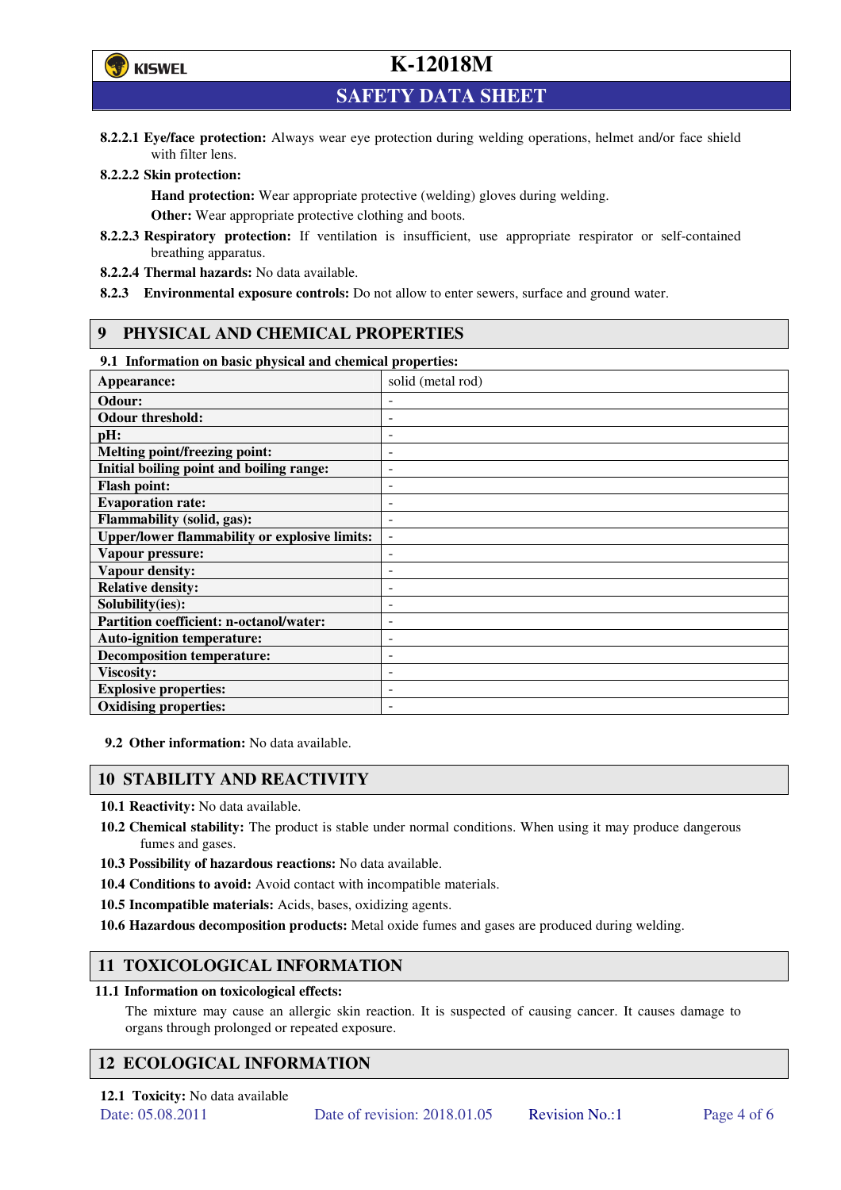**8.2.2.1 Eye/face protection:** Always wear eye protection during welding operations, helmet and/or face shield with filter lens.

**8.2.2.2 Skin protection:**

**Hand protection:** Wear appropriate protective (welding) gloves during welding.

**Other:** Wear appropriate protective clothing and boots.

**8.2.2.3 Respiratory protection:** If ventilation is insufficient, use appropriate respirator or self-contained breathing apparatus.

**8.2.2.4 Thermal hazards:** No data available.

**8.2.3 Environmental exposure controls:** Do not allow to enter sewers, surface and ground water.

## 9 PHYSICAL AND CHEMICAL PROPERTIES

**9.1 Information on basic physical and chemical properties:**

| Property | Value |
|---|---|
| **Appearance:** | solid (metal rod) |
| **Odour:** | - |
| **Odour threshold:** | - |
| **pH:** | - |
| **Melting point/freezing point:** | - |
| **Initial boiling point and boiling range:** | - |
| **Flash point:** | - |
| **Evaporation rate:** | - |
| **Flammability (solid, gas):** | - |
| **Upper/lower flammability or explosive limits:** | - |
| **Vapour pressure:** | - |
| **Vapour density:** | - |
| **Relative density:** | - |
| **Solubility(ies):** | - |
| **Partition coefficient: n-octanol/water:** | - |
| **Auto-ignition temperature:** | - |
| **Decomposition temperature:** | - |
| **Viscosity:** | - |
| **Explosive properties:** | - |
| **Oxidising properties:** | - |

**9.2 Other information:** No data available.

## 10 STABILITY AND REACTIVITY

**10.1 Reactivity:** No data available.

**10.2 Chemical stability:** The product is stable under normal conditions. When using it may produce dangerous fumes and gases.

**10.3 Possibility of hazardous reactions:** No data available.

**10.4 Conditions to avoid:** Avoid contact with incompatible materials.

**10.5 Incompatible materials:** Acids, bases, oxidizing agents.

**10.6 Hazardous decomposition products:** Metal oxide fumes and gases are produced during welding.

## 11 TOXICOLOGICAL INFORMATION

**11.1 Information on toxicological effects:**

The mixture may cause an allergic skin reaction. It is suspected of causing cancer. It causes damage to organs through prolonged or repeated exposure.

## 12 ECOLOGICAL INFORMATION

**12.1 Toxicity:** No data available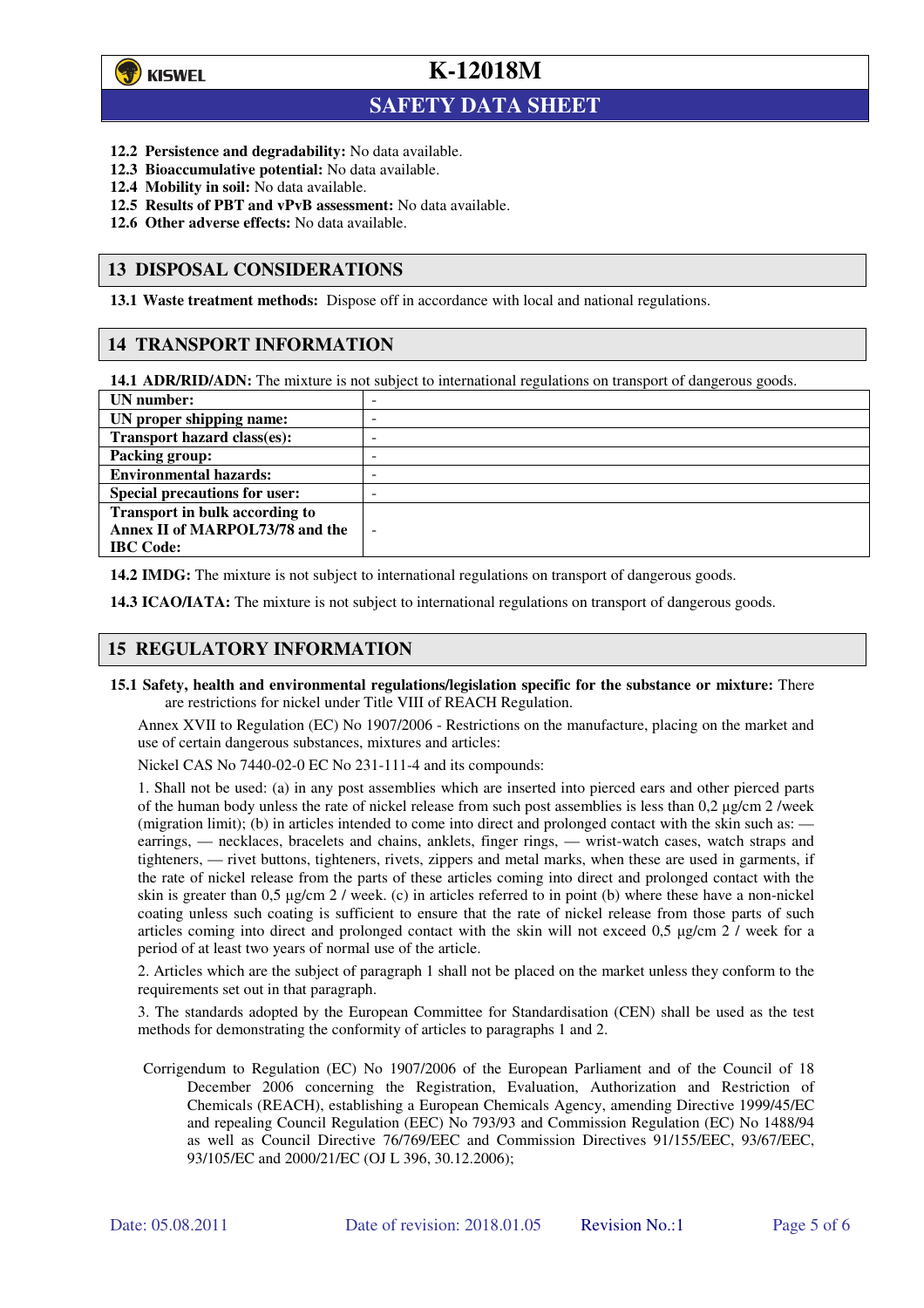**12.2 Persistence and degradability:** No data available.
**12.3 Bioaccumulative potential:** No data available.
**12.4 Mobility in soil:** No data available.
**12.5 Results of PBT and vPvB assessment:** No data available.
**12.6 Other adverse effects:** No data available.

## 13 DISPOSAL CONSIDERATIONS

**13.1 Waste treatment methods:** Dispose off in accordance with local and national regulations.

## 14 TRANSPORT INFORMATION

**14.1 ADR/RID/ADN:** The mixture is not subject to international regulations on transport of dangerous goods.

| | |
|---|---|
| **UN number:** | - |
| **UN proper shipping name:** | - |
| **Transport hazard class(es):** | - |
| **Packing group:** | - |
| **Environmental hazards:** | - |
| **Special precautions for user:** | - |
| **Transport in bulk according to Annex II of MARPOL73/78 and the IBC Code:** | - |

**14.2 IMDG:** The mixture is not subject to international regulations on transport of dangerous goods.

**14.3 ICAO/IATA:** The mixture is not subject to international regulations on transport of dangerous goods.

## 15 REGULATORY INFORMATION

**15.1 Safety, health and environmental regulations/legislation specific for the substance or mixture:** There are restrictions for nickel under Title VIII of REACH Regulation.

Annex XVII to Regulation (EC) No 1907/2006 - Restrictions on the manufacture, placing on the market and use of certain dangerous substances, mixtures and articles:

Nickel CAS No 7440-02-0 EC No 231-111-4 and its compounds:

1. Shall not be used: (a) in any post assemblies which are inserted into pierced ears and other pierced parts of the human body unless the rate of nickel release from such post assemblies is less than 0,2 µg/cm 2 /week (migration limit); (b) in articles intended to come into direct and prolonged contact with the skin such as: — earrings, — necklaces, bracelets and chains, anklets, finger rings, — wrist-watch cases, watch straps and tighteners, — rivet buttons, tighteners, rivets, zippers and metal marks, when these are used in garments, if the rate of nickel release from the parts of these articles coming into direct and prolonged contact with the skin is greater than 0,5 µg/cm 2 / week. (c) in articles referred to in point (b) where these have a non-nickel coating unless such coating is sufficient to ensure that the rate of nickel release from those parts of such articles coming into direct and prolonged contact with the skin will not exceed 0,5 µg/cm 2 / week for a period of at least two years of normal use of the article.

2. Articles which are the subject of paragraph 1 shall not be placed on the market unless they conform to the requirements set out in that paragraph.

3. The standards adopted by the European Committee for Standardisation (CEN) shall be used as the test methods for demonstrating the conformity of articles to paragraphs 1 and 2.

Corrigendum to Regulation (EC) No 1907/2006 of the European Parliament and of the Council of 18 December 2006 concerning the Registration, Evaluation, Authorization and Restriction of Chemicals (REACH), establishing a European Chemicals Agency, amending Directive 1999/45/EC and repealing Council Regulation (EEC) No 793/93 and Commission Regulation (EC) No 1488/94 as well as Council Directive 76/769/EEC and Commission Directives 91/155/EEC, 93/67/EEC, 93/105/EC and 2000/21/EC (OJ L 396, 30.12.2006);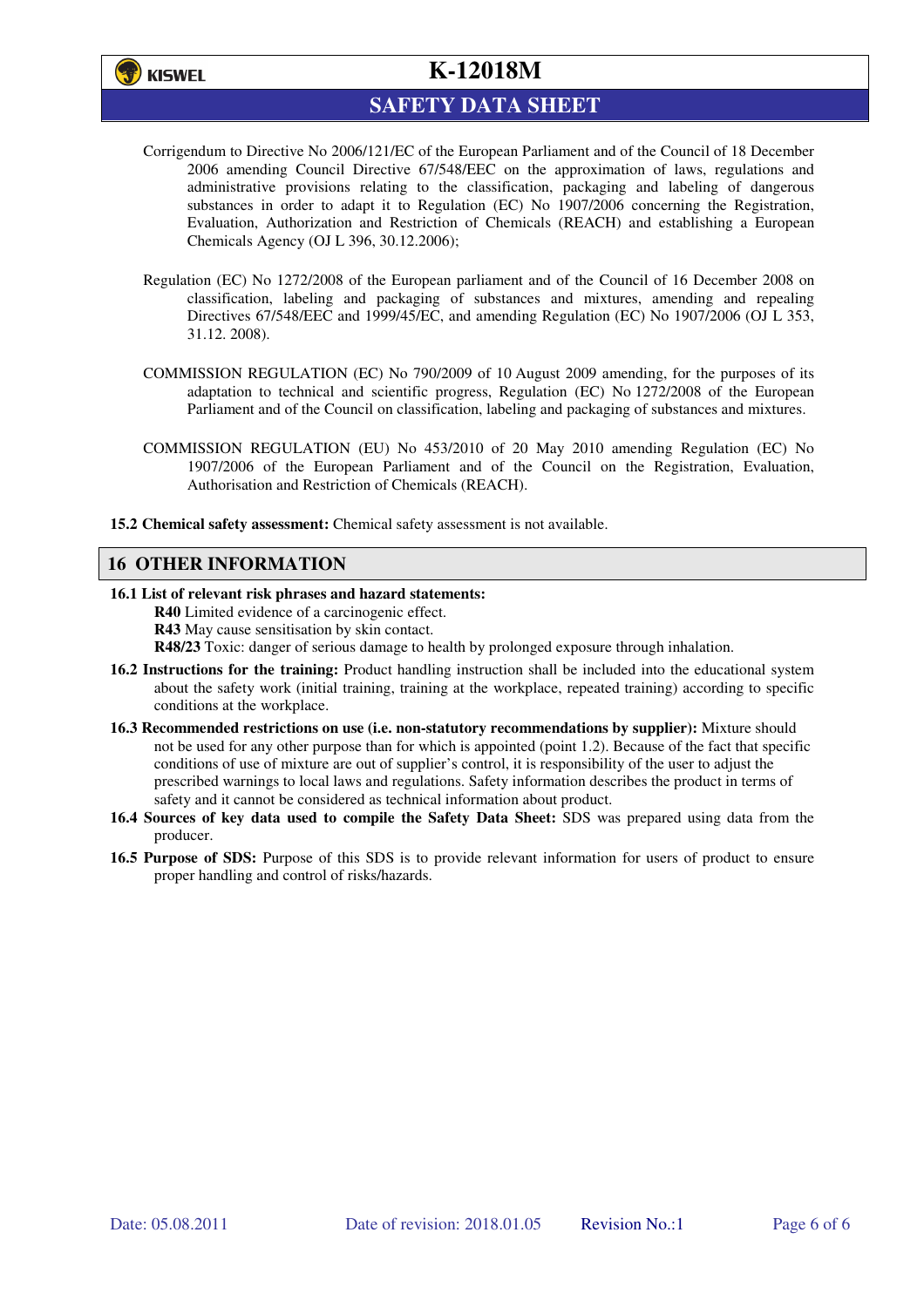Corrigendum to Directive No 2006/121/EC of the European Parliament and of the Council of 18 December 2006 amending Council Directive 67/548/EEC on the approximation of laws, regulations and administrative provisions relating to the classification, packaging and labeling of dangerous substances in order to adapt it to Regulation (EC) No 1907/2006 concerning the Registration, Evaluation, Authorization and Restriction of Chemicals (REACH) and establishing a European Chemicals Agency (OJ L 396, 30.12.2006);

Regulation (EC) No 1272/2008 of the European parliament and of the Council of 16 December 2008 on classification, labeling and packaging of substances and mixtures, amending and repealing Directives 67/548/EEC and 1999/45/EC, and amending Regulation (EC) No 1907/2006 (OJ L 353, 31.12. 2008).

COMMISSION REGULATION (EC) No 790/2009 of 10 August 2009 amending, for the purposes of its adaptation to technical and scientific progress, Regulation (EC) No 1272/2008 of the European Parliament and of the Council on classification, labeling and packaging of substances and mixtures.

COMMISSION REGULATION (EU) No 453/2010 of 20 May 2010 amending Regulation (EC) No 1907/2006 of the European Parliament and of the Council on the Registration, Evaluation, Authorisation and Restriction of Chemicals (REACH).

**15.2 Chemical safety assessment:** Chemical safety assessment is not available.

## 16 OTHER INFORMATION

**16.1 List of relevant risk phrases and hazard statements:**

**R40** Limited evidence of a carcinogenic effect.
**R43** May cause sensitisation by skin contact.
**R48/23** Toxic: danger of serious damage to health by prolonged exposure through inhalation.

**16.2 Instructions for the training:** Product handling instruction shall be included into the educational system about the safety work (initial training, training at the workplace, repeated training) according to specific conditions at the workplace.

**16.3 Recommended restrictions on use (i.e. non-statutory recommendations by supplier):** Mixture should not be used for any other purpose than for which is appointed (point 1.2). Because of the fact that specific conditions of use of mixture are out of supplier's control, it is responsibility of the user to adjust the prescribed warnings to local laws and regulations. Safety information describes the product in terms of safety and it cannot be considered as technical information about product.

**16.4 Sources of key data used to compile the Safety Data Sheet:** SDS was prepared using data from the producer.

**16.5 Purpose of SDS:** Purpose of this SDS is to provide relevant information for users of product to ensure proper handling and control of risks/hazards.